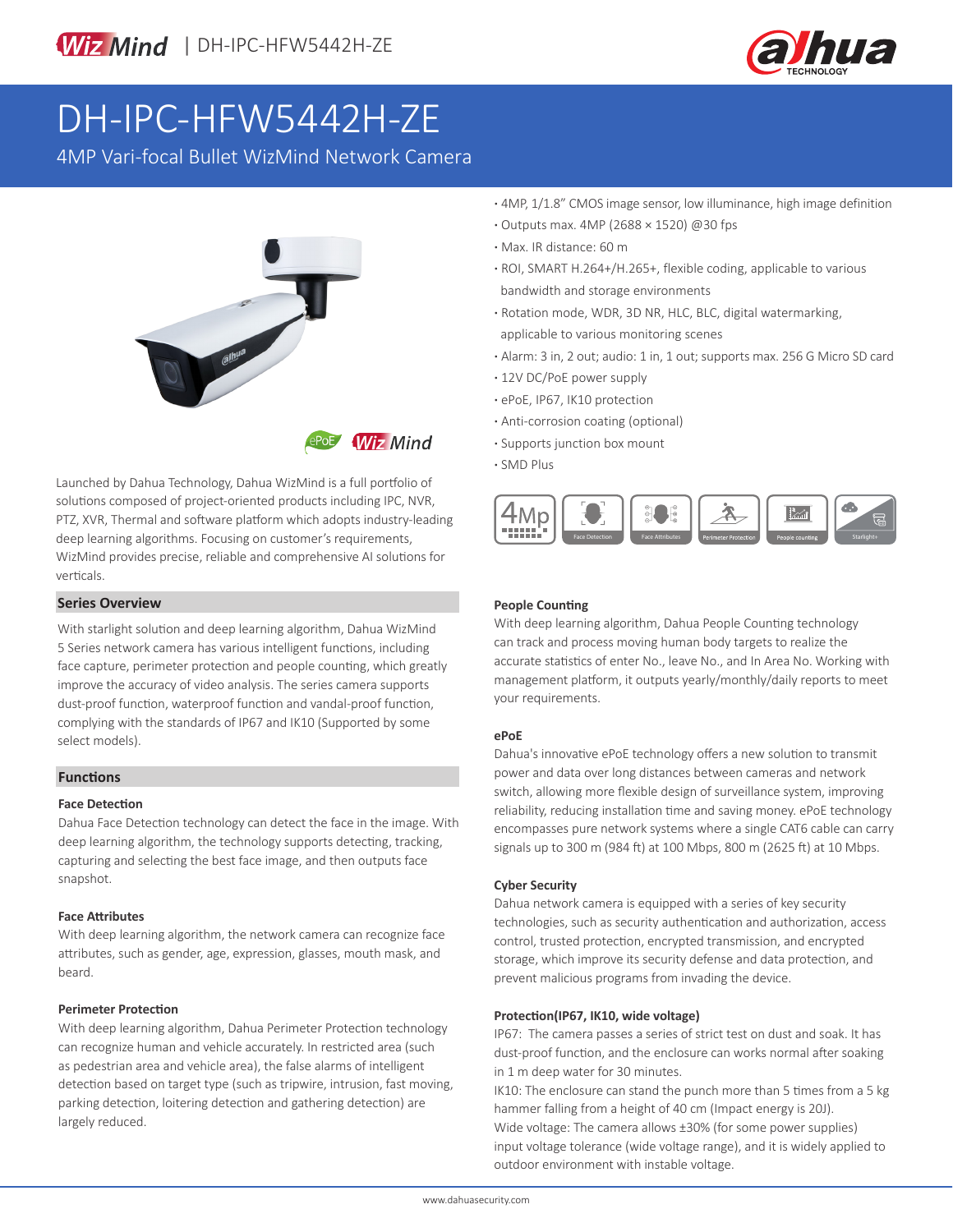# DH-IPC-HFW5442H-ZE

4MP Vari-focal Bullet WizMind Network Camera

- 4MP, 1/1.8" CMOS image sensor, low illuminance, high image definition
- Outputs max. 4MP (2688 × 1520) @30 fps
- Max. IR distance: 60 m
- ROI, SMART H.264+/H.265+, flexible coding, applicable to various bandwidth and storage environments
- Rotation mode, WDR, 3D NR, HLC, BLC, digital watermarking, applicable to various monitoring scenes
- Alarm: 3 in, 2 out; audio: 1 in, 1 out; supports max. 256 G Micro SD card
- 12V DC/PoE power supply
- ePoE, IP67, IK10 protection
- Anti-corrosion coating (optional)
- Supports junction box mount
- SMD Plus

Launched by Dahua Technology, Dahua WizMind is a full portfolio of solutions composed of project-oriented products including IPC, NVR, PTZ, XVR, Thermal and software platform which adopts industry-leading deep learning algorithms. Focusing on customer's requirements, WizMind provides precise, reliable and comprehensive AI solutions for verticals.

## Series Overview

With starlight solution and deep learning algorithm, Dahua WizMind 5 Series network camera has various intelligent functions, including face capture, perimeter protection and people counting, which greatly improve the accuracy of video analysis. The series camera supports dust-proof function, waterproof function and vandal-proof function, complying with the standards of IP67 and IK10 (Supported by some select models).

## Functions

### Face Detection

Dahua Face Detection technology can detect the face in the image. With deep learning algorithm, the technology supports detecting, tracking, capturing and selecting the best face image, and then outputs face snapshot.

### Face Attributes

With deep learning algorithm, the network camera can recognize face attributes, such as gender, age, expression, glasses, mouth mask, and beard.

### Perimeter Protection

With deep learning algorithm, Dahua Perimeter Protection technology can recognize human and vehicle accurately. In restricted area (such as pedestrian area and vehicle area), the false alarms of intelligent detection based on target type (such as tripwire, intrusion, fast moving, parking detection, loitering detection and gathering detection) are largely reduced.

### People Counting

With deep learning algorithm, Dahua People Counting technology can track and process moving human body targets to realize the accurate statistics of enter No., leave No., and In Area No. Working with management platform, it outputs yearly/monthly/daily reports to meet your requirements.

### ePoE

Dahua's innovative ePoE technology offers a new solution to transmit power and data over long distances between cameras and network switch, allowing more flexible design of surveillance system, improving reliability, reducing installation time and saving money. ePoE technology encompasses pure network systems where a single CAT6 cable can carry signals up to 300 m (984 ft) at 100 Mbps, 800 m (2625 ft) at 10 Mbps.

### Cyber Security

Dahua network camera is equipped with a series of key security technologies, such as security authentication and authorization, access control, trusted protection, encrypted transmission, and encrypted storage, which improve its security defense and data protection, and prevent malicious programs from invading the device.

### Protection(IP67, IK10, wide voltage)

IP67: The camera passes a series of strict test on dust and soak. It has dust-proof function, and the enclosure can works normal after soaking in 1 m deep water for 30 minutes.

IK10: The enclosure can stand the punch more than 5 times from a 5 kg hammer falling from a height of 40 cm (Impact energy is 20J).

Wide voltage: The camera allows ±30% (for some power supplies) input voltage tolerance (wide voltage range), and it is widely applied to outdoor environment with instable voltage.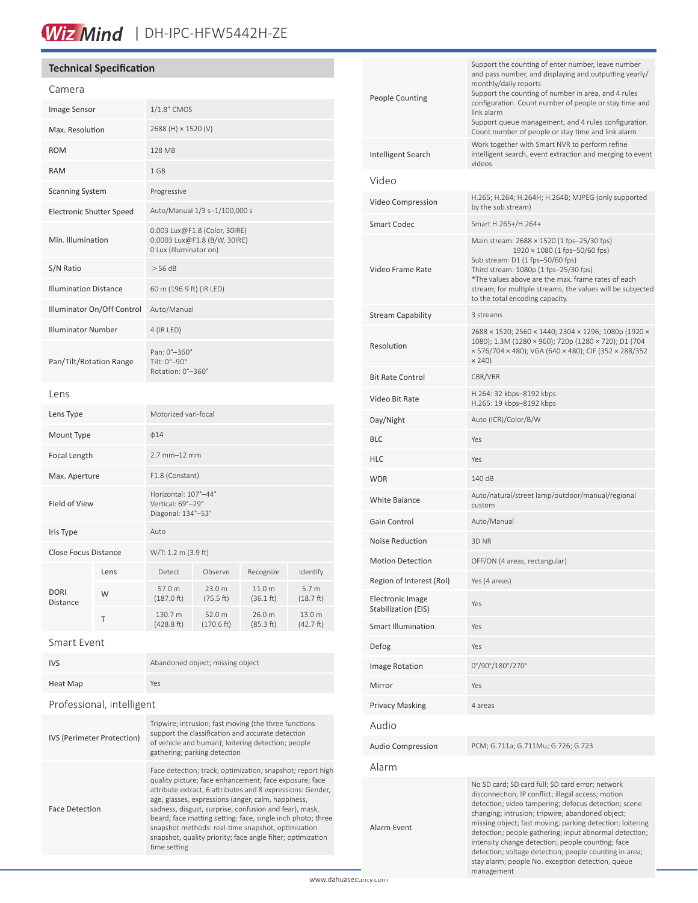# DH-IPC-HFW5442H-ZE

## Technical Specification

### Camera

| | |
|---|---|
| Image Sensor | 1/1.8" CMOS |
| Max. Resolution | 2688 (H) × 1520 (V) |
| ROM | 128 MB |
| RAM | 1 GB |
| Scanning System | Progressive |
| Electronic Shutter Speed | Auto/Manual 1/3 s–1/100,000 s |
| Min. Illumination | 0.003 Lux@F1.8 (Color, 30IRE)<br>0.0003 Lux@F1.8 (B/W, 30IRE)<br>0 Lux (Illuminator on) |
| S/N Ratio | >56 dB |
| Illumination Distance | 60 m (196.9 ft) (IR LED) |
| Illuminator On/Off Control | Auto/Manual |
| Illuminator Number | 4 (IR LED) |
| Pan/Tilt/Rotation Range | Pan: 0°–360°<br>Tilt: 0°–90°<br>Rotation: 0°–360° |

### Lens

| | |
|---|---|
| Lens Type | Motorized vari-focal |
| Mount Type | ϕ14 |
| Focal Length | 2.7 mm–12 mm |
| Max. Aperture | F1.8 (Constant) |
| Field of View | Horizontal: 107°–44°<br>Vertical: 69°–29°<br>Diagonal: 134°–53° |
| Iris Type | Auto |
| Close Focus Distance | W/T: 1.2 m (3.9 ft) |

| DORI Distance | Lens | Detect | Observe | Recognize | Identify |
|---|---|---|---|---|---|
| | W | 57.0 m (187.0 ft) | 23.0 m (75.5 ft) | 11.0 m (36.1 ft) | 5.7 m (18.7 ft) |
| | T | 130.7 m (428.8 ft) | 52.0 m (170.6 ft) | 26.0 m (85.3 ft) | 13.0 m (42.7 ft) |

### Smart Event

| | |
|---|---|
| IVS | Abandoned object; missing object |
| Heat Map | Yes |

### Professional, intelligent

| | |
|---|---|
| IVS (Perimeter Protection) | Tripwire; intrusion; fast moving (the three functions support the classification and accurate detection of vehicle and human); loitering detection; people gathering; parking detection |
| Face Detection | Face detection; track; optimization; snapshot; report high quality picture; face enhancement; face exposure; face attribute extract, 6 attributes and 8 expressions: Gender, age, glasses, expressions (anger, calm, happiness, sadness, disgust, surprise, confusion and fear), mask, beard; face matting setting: face, single inch photo; three snapshot methods: real-time snapshot, optimization snapshot, quality priority; face angle filter; optimization time setting |
| People Counting | Support the counting of enter number, leave number and pass number, and displaying and outputting yearly/monthly/daily reports<br>Support the counting of number in area, and 4 rules configuration. Count number of people or stay time and link alarm<br>Support queue management, and 4 rules configuration. Count number of people or stay time and link alarm |
| Intelligent Search | Work together with Smart NVR to perform refine intelligent search, event extraction and merging to event videos |

### Video

| | |
|---|---|
| Video Compression | H.265; H.264; H.264H; H.264B; MJPEG (only supported by the sub stream) |
| Smart Codec | Smart H.265+/H.264+ |
| Video Frame Rate | Main stream: 2688 × 1520 (1 fps–25/30 fps)<br>1920 × 1080 (1 fps–50/60 fps)<br>Sub stream: D1 (1 fps–50/60 fps)<br>Third stream: 1080p (1 fps–25/30 fps)<br>*The values above are the max. frame rates of each stream; for multiple streams, the values will be subjected to the total encoding capacity. |
| Stream Capability | 3 streams |
| Resolution | 2688 × 1520; 2560 × 1440; 2304 × 1296; 1080p (1920 × 1080); 1.3M (1280 × 960); 720p (1280 × 720); D1 (704 × 576/704 × 480); VGA (640 × 480); CIF (352 × 288/352 × 240) |
| Bit Rate Control | CBR/VBR |
| Video Bit Rate | H.264: 32 kbps–8192 kbps<br>H.265: 19 kbps–8192 kbps |
| Day/Night | Auto (ICR)/Color/B/W |
| BLC | Yes |
| HLC | Yes |
| WDR | 140 dB |
| White Balance | Auto/natural/street lamp/outdoor/manual/regional custom |
| Gain Control | Auto/Manual |
| Noise Reduction | 3D NR |
| Motion Detection | OFF/ON (4 areas, rectangular) |
| Region of Interest (RoI) | Yes (4 areas) |
| Electronic Image Stabilization (EIS) | Yes |
| Smart Illumination | Yes |
| Defog | Yes |
| Image Rotation | 0°/90°/180°/270° |
| Mirror | Yes |
| Privacy Masking | 4 areas |

### Audio

| | |
|---|---|
| Audio Compression | PCM; G.711a; G.711Mu; G.726; G.723 |

### Alarm

| | |
|---|---|
| Alarm Event | No SD card; SD card full; SD card error; network disconnection; IP conflict; illegal access; motion detection; video tampering; defocus detection; scene changing; intrusion; tripwire; abandoned object; missing object; fast moving; parking detection; loitering detection; people gathering; input abnormal detection; intensity change detection; people counting; face detection; voltage detection; people counting in area; stay alarm; people No. exception detection, queue management |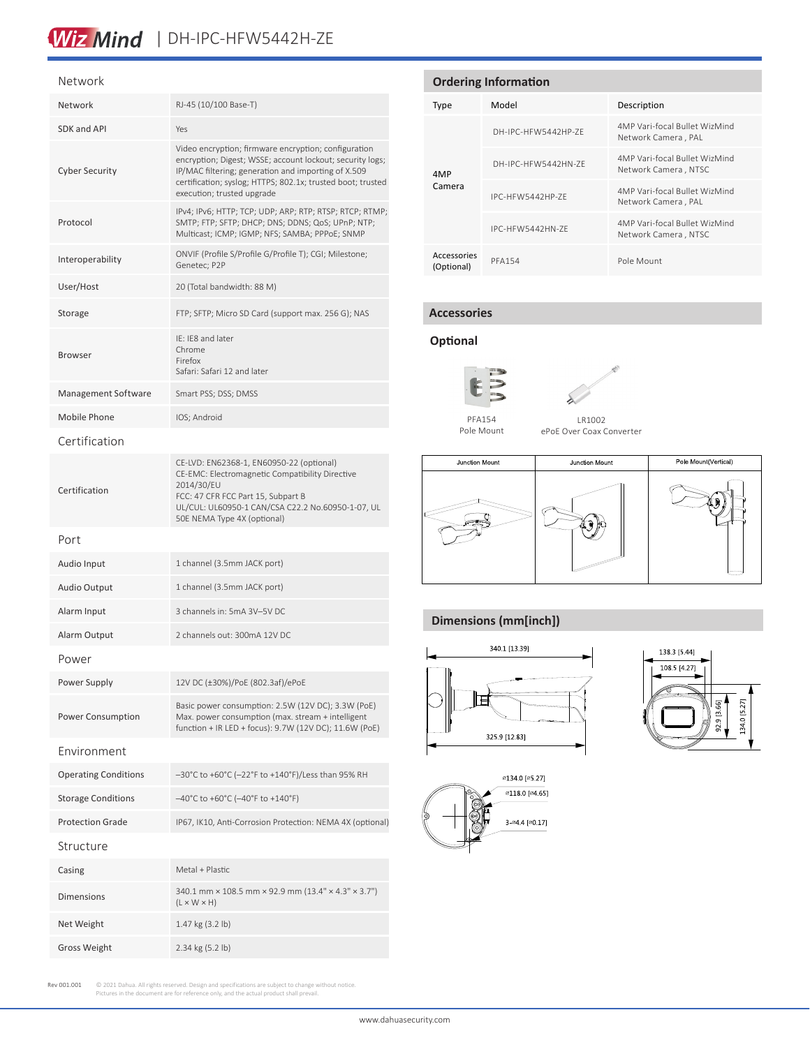# WizMind | DH-IPC-HFW5442H-ZE

## Network

| | |
|---|---|
| Network | RJ-45 (10/100 Base-T) |
| SDK and API | Yes |
| Cyber Security | Video encryption; firmware encryption; configuration encryption; Digest; WSSE; account lockout; security logs; IP/MAC filtering; generation and importing of X.509 certification; syslog; HTTPS; 802.1x; trusted boot; trusted execution; trusted upgrade |
| Protocol | IPv4; IPv6; HTTP; TCP; UDP; ARP; RTP; RTSP; RTCP; RTMP; SMTP; FTP; SFTP; DHCP; DNS; DDNS; QoS; UPnP; NTP; Multicast; ICMP; IGMP; NFS; SAMBA; PPPoE; SNMP |
| Interoperability | ONVIF (Profile S/Profile G/Profile T); CGI; Milestone; Genetec; P2P |
| User/Host | 20 (Total bandwidth: 88 M) |
| Storage | FTP; SFTP; Micro SD Card (support max. 256 G); NAS |
| Browser | IE: IE8 and later<br>Chrome<br>Firefox<br>Safari: Safari 12 and later |
| Management Software | Smart PSS; DSS; DMSS |
| Mobile Phone | IOS; Android |

## Certification

| | |
|---|---|
| Certification | CE-LVD: EN62368-1, EN60950-22 (optional)<br>CE-EMC: Electromagnetic Compatibility Directive 2014/30/EU<br>FCC: 47 CFR FCC Part 15, Subpart B<br>UL/CUL: UL60950-1 CAN/CSA C22.2 No.60950-1-07, UL 50E NEMA Type 4X (optional) |

## Port

| | |
|---|---|
| Audio Input | 1 channel (3.5mm JACK port) |
| Audio Output | 1 channel (3.5mm JACK port) |
| Alarm Input | 3 channels in: 5mA 3V–5V DC |
| Alarm Output | 2 channels out: 300mA 12V DC |

## Power

| | |
|---|---|
| Power Supply | 12V DC (±30%)/PoE (802.3af)/ePoE |
| Power Consumption | Basic power consumption: 2.5W (12V DC); 3.3W (PoE)<br>Max. power consumption (max. stream + intelligent function + IR LED + focus): 9.7W (12V DC); 11.6W (PoE) |

## Environment

| | |
|---|---|
| Operating Conditions | –30°C to +60°C (–22°F to +140°F)/Less than 95% RH |
| Storage Conditions | –40°C to +60°C (–40°F to +140°F) |
| Protection Grade | IP67, IK10, Anti-Corrosion Protection: NEMA 4X (optional) |

## Structure

| | |
|---|---|
| Casing | Metal + Plastic |
| Dimensions | 340.1 mm × 108.5 mm × 92.9 mm (13.4" × 4.3" × 3.7") (L × W × H) |
| Net Weight | 1.47 kg (3.2 lb) |
| Gross Weight | 2.34 kg (5.2 lb) |

## Ordering Information

| Type | Model | Description |
|---|---|---|
| 4MP Camera | DH-IPC-HFW5442HP-ZE | 4MP Vari-focal Bullet WizMind Network Camera , PAL |
| | DH-IPC-HFW5442HN-ZE | 4MP Vari-focal Bullet WizMind Network Camera , NTSC |
| | IPC-HFW5442HP-ZE | 4MP Vari-focal Bullet WizMind Network Camera , PAL |
| | IPC-HFW5442HN-ZE | 4MP Vari-focal Bullet WizMind Network Camera , NTSC |
| Accessories (Optional) | PFA154 | Pole Mount |

## Accessories

### Optional

PFA154
Pole Mount

LR1002
ePoE Over Coax Converter

Junction Mount | Junction Mount | Pole Mount(Vertical)

## Dimensions (mm[inch])

340.1 [13.39]
325.9 [12.83]
138.3 [5.44]
108.5 [4.27]
92.9 [3.66]
134.0 [5.27]
⌀134.0 [⌀5.27]
⌀118.0 [⌀4.65]
3-⌀4.4 [⌀0.17]

Rev 001.001 © 2021 Dahua. All rights reserved. Design and specifications are subject to change without notice.
Pictures in the document are for reference only, and the actual product shall prevail.

www.dahuasecurity.com